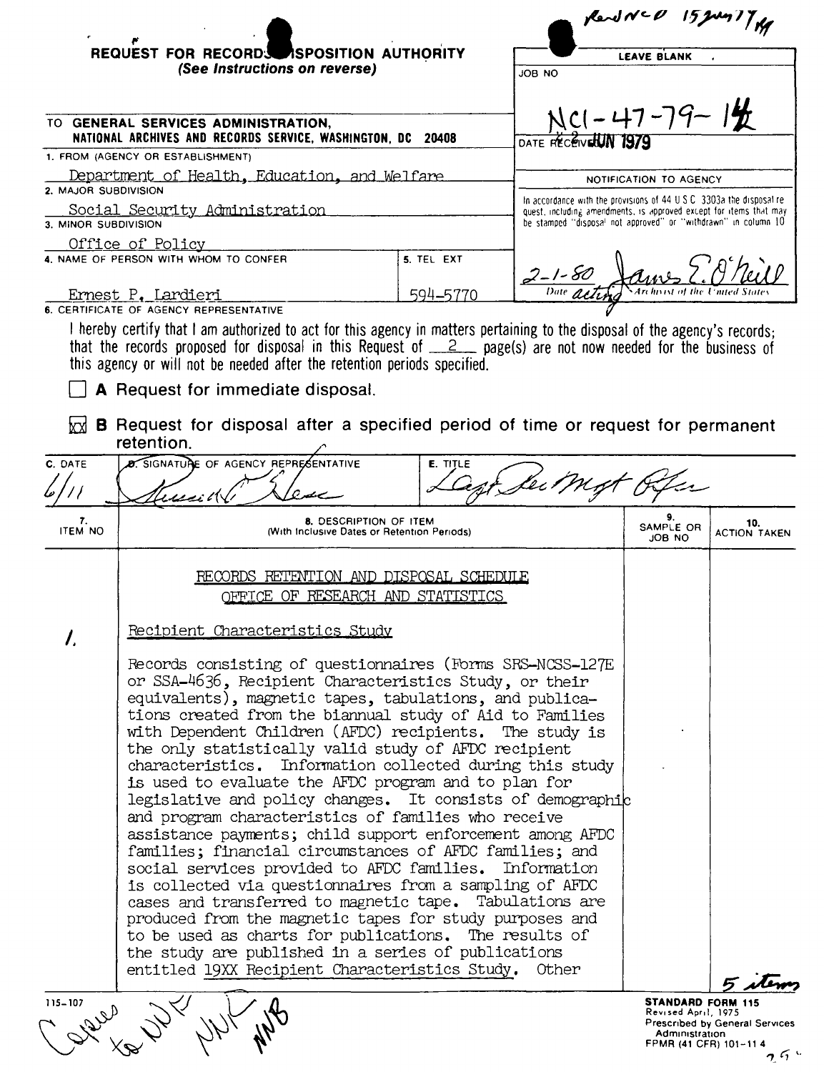Recd NCD 15 Jun 79

# REQUEST FOR RECORDS DISPOSITION AUTHORITY
*(See Instructions on reverse)*

| LEAVE BLANK |
|---|
| JOB NO NC1-47-79-14 |
| DATE RECEIVED 22 JUN 1979 |
| NOTIFICATION TO AGENCY |
| In accordance with the provisions of 44 U.S.C. 3303a the disposal request, including amendments, is approved except for items that may be stamped "disposal not approved" or "withdrawn" in column 10 |
| 2-1-80 James E. O'Neill — Date — acting Archivist of the United States |

TO **GENERAL SERVICES ADMINISTRATION, NATIONAL ARCHIVES AND RECORDS SERVICE, WASHINGTON, DC 20408**

1. FROM (AGENCY OR ESTABLISHMENT)
   Department of Health, Education, and Welfare
2. MAJOR SUBDIVISION
   Social Security Administration
3. MINOR SUBDIVISION
   Office of Policy
4. NAME OF PERSON WITH WHOM TO CONFER
   Ernest P. Lardieri
5. TEL EXT
   594-5770

6. CERTIFICATE OF AGENCY REPRESENTATIVE

I hereby certify that I am authorized to act for this agency in matters pertaining to the disposal of the agency's records; that the records proposed for disposal in this Request of 2 page(s) are not now needed for the business of this agency or will not be needed after the retention periods specified.

☐ **A** Request for immediate disposal.

☒ **B** Request for disposal after a specified period of time or request for permanent retention.

| C. DATE | D. SIGNATURE OF AGENCY REPRESENTATIVE | E. TITLE |
|---|---|---|
| 6/11 | Russell C. Hess | Agcy Rec Mgt Ofcr |

| 7. ITEM NO | 8. DESCRIPTION OF ITEM (With Inclusive Dates or Retention Periods) | 9. SAMPLE OR JOB NO | 10. ACTION TAKEN |
|---|---|---|---|
| | RECORDS RETENTION AND DISPOSAL SCHEDULE<br>OFFICE OF RESEARCH AND STATISTICS | | |
| 1. | Recipient Characteristics Study<br><br>Records consisting of questionnaires (Forms SRS-NCSS-127E or SSA-4636, Recipient Characteristics Study, or their equivalents), magnetic tapes, tabulations, and publications created from the biannual study of Aid to Families with Dependent Children (AFDC) recipients. The study is the only statistically valid study of AFDC recipient characteristics. Information collected during this study is used to evaluate the AFDC program and to plan for legislative and policy changes. It consists of demographic and program characteristics of families who receive assistance payments; child support enforcement among AFDC families; financial circumstances of AFDC families; and social services provided to AFDC families. Information is collected via questionnaires from a sampling of AFDC cases and transferred to magnetic tape. Tabulations are produced from the magnetic tapes for study purposes and to be used as charts for publications. The results of the study are published in a series of publications entitled 19XX Recipient Characteristics Study. Other | | |

5 items

115-107

Copies to NNF NNR NNB

**STANDARD FORM 115**
Revised April, 1975
Prescribed by General Services Administration
FPMR (41 CFR) 101-11.4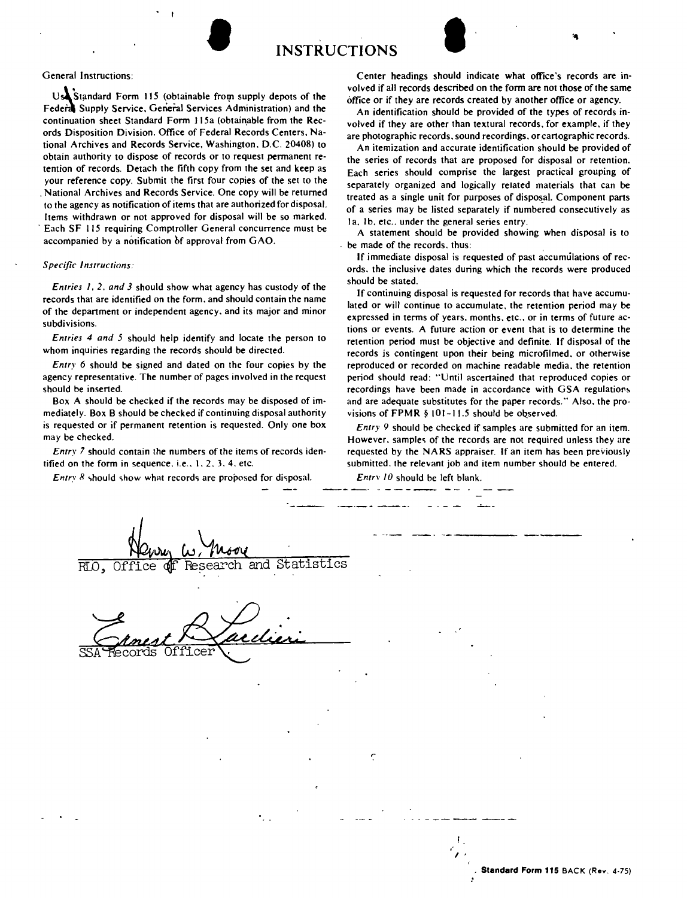# INSTRUCTIONS

General Instructions:

Use Standard Form 115 (obtainable from supply depots of the Federal Supply Service, General Services Administration) and the continuation sheet Standard Form 115a (obtainable from the Records Disposition Division, Office of Federal Records Centers, National Archives and Records Service, Washington, D.C. 20408) to obtain authority to dispose of records or to request permanent retention of records. Detach the fifth copy from the set and keep as your reference copy. Submit the first four copies of the set to the National Archives and Records Service. One copy will be returned to the agency as notification of items that are authorized for disposal. Items withdrawn or not approved for disposal will be so marked. Each SF 115 requiring Comptroller General concurrence must be accompanied by a notification of approval from GAO.

*Specific Instructions:*

*Entries 1, 2, and 3* should show what agency has custody of the records that are identified on the form, and should contain the name of the department or independent agency, and its major and minor subdivisions.

*Entries 4 and 5* should help identify and locate the person to whom inquiries regarding the records should be directed.

*Entry 6* should be signed and dated on the four copies by the agency representative. The number of pages involved in the request should be inserted.

Box A should be checked if the records may be disposed of immediately. Box B should be checked if continuing disposal authority is requested or if permanent retention is requested. Only one box may be checked.

*Entry 7* should contain the numbers of the items of records identified on the form in sequence, i.e., 1, 2, 3, 4, etc.

*Entry 8* should show what records are proposed for disposal.

Center headings should indicate what office's records are involved if all records described on the form are not those of the same office or if they are records created by another office or agency.

An identification should be provided of the types of records involved if they are other than textural records, for example, if they are photographic records, sound recordings, or cartographic records.

An itemization and accurate identification should be provided of the series of records that are proposed for disposal or retention. Each series should comprise the largest practical grouping of separately organized and logically related materials that can be treated as a single unit for purposes of disposal. Component parts of a series may be listed separately if numbered consecutively as 1a, 1b, etc., under the general series entry.

A statement should be provided showing when disposal is to be made of the records, thus:

If immediate disposal is requested of past accumulations of records, the inclusive dates during which the records were produced should be stated.

If continuing disposal is requested for records that have accumulated or will continue to accumulate, the retention period may be expressed in terms of years, months, etc., or in terms of future actions or events. A future action or event that is to determine the retention period must be objective and definite. If disposal of the records is contingent upon their being microfilmed, or otherwise reproduced or recorded on machine readable media, the retention period should read: "Until ascertained that reproduced copies or recordings have been made in accordance with GSA regulations and are adequate substitutes for the paper records." Also, the provisions of FPMR § 101-11.5 should be observed.

*Entry 9* should be checked if samples are submitted for an item. However, samples of the records are not required unless they are requested by the NARS appraiser. If an item has been previously submitted, the relevant job and item number should be entered.

*Entry 10* should be left blank.

Henry W. Moore
RLO, Office of Research and Statistics

Ernest R. Lacchieri
SSA Records Officer

**Standard Form 115** BACK (Rev. 4-75)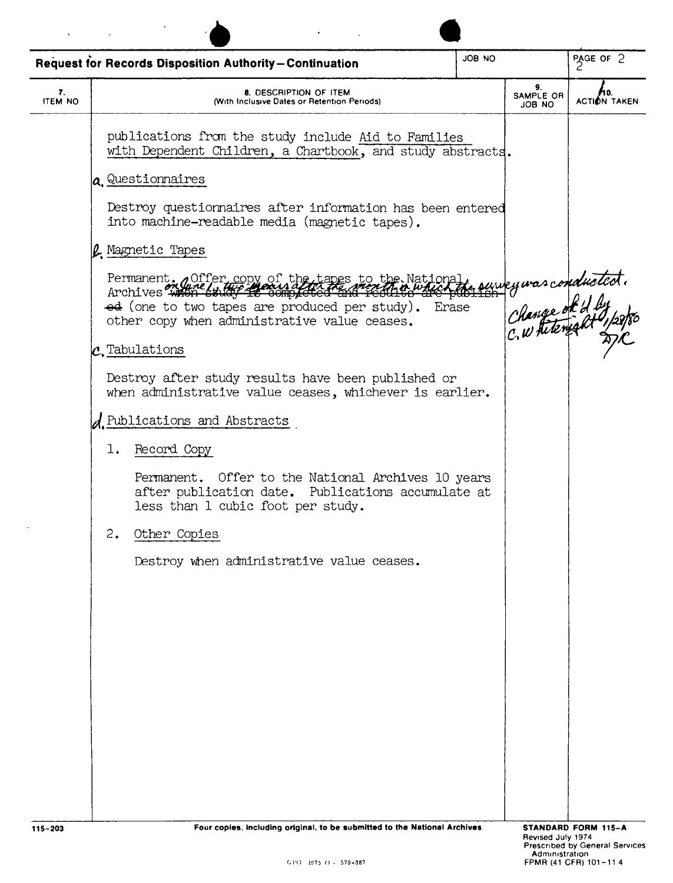**Request for Records Disposition Authority—Continuation**

JOB NO

PAGE 2 OF 2

| 7. ITEM NO | 8. DESCRIPTION OF ITEM (With Inclusive Dates or Retention Periods) | 9. SAMPLE OR JOB NO | 10. ACTION TAKEN |
|---|---|---|---|
| | publications from the study include Aid to Families with Dependent Children, a Chartbook, and study abstracts. | | |
| | a. Questionnaires | | |
| | Destroy questionnaires after information has been entered into machine-readable media (magnetic tapes). | | |
| | b. Magnetic Tapes | | |
| | Permanent. Offer copy of the tapes to the National Archives ~~when study is completed and results are published~~ on June 1, two years after the month in which the survey was conducted. (one to two tapes are produced per study). Erase other copy when administrative value ceases. | Change ok'd by C.W. Hetenight 1/28/80 | |
| | c. Tabulations | | |
| | Destroy after study results have been published or when administrative value ceases, whichever is earlier. | | |
| | d. Publications and Abstracts | | |
| | 1. Record Copy | | |
| | Permanent. Offer to the National Archives 10 years after publication date. Publications accumulate at less than 1 cubic foot per study. | | |
| | 2. Other Copies | | |
| | Destroy when administrative value ceases. | | |

115-203

Four copies, including original, to be submitted to the National Archives

STANDARD FORM 115-A
Revised July 1974
Prescribed by General Services Administration
FPMR (41 CFR) 101-11.4

GPO 1975 O - 579-387